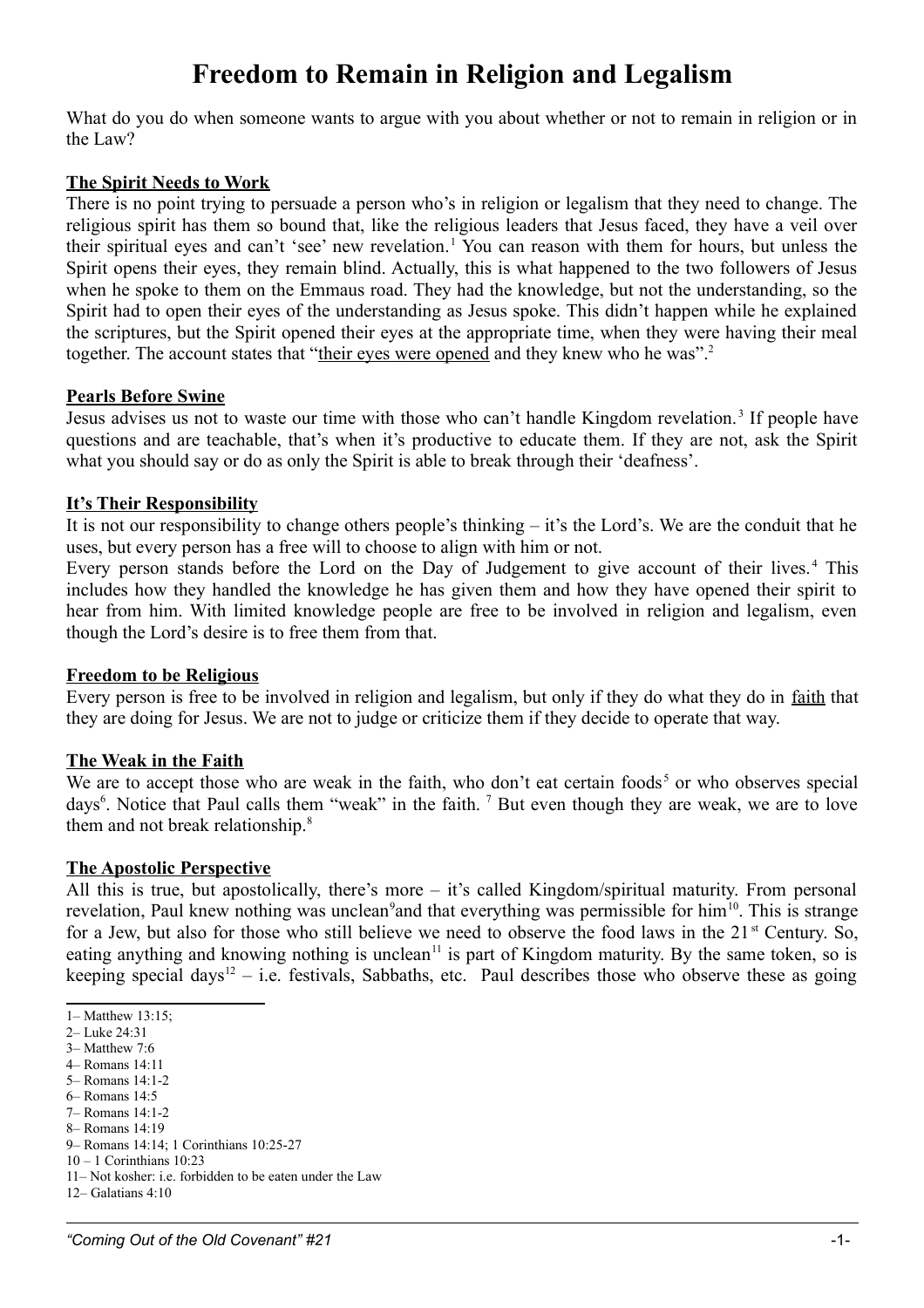# Freedom to Remain in Religion and Legalism

What do you do when someone wants to argue with you about whether or not to remain in religion or in the Law?

**The Spirit Needs to Work**

There is no point trying to persuade a person who's in religion or legalism that they need to change. The religious spirit has them so bound that, like the religious leaders that Jesus faced, they have a veil over their spiritual eyes and can't 'see' new revelation.[1] You can reason with them for hours, but unless the Spirit opens their eyes, they remain blind. Actually, this is what happened to the two followers of Jesus when he spoke to them on the Emmaus road. They had the knowledge, but not the understanding, so the Spirit had to open their eyes of the understanding as Jesus spoke. This didn't happen while he explained the scriptures, but the Spirit opened their eyes at the appropriate time, when they were having their meal together. The account states that "their eyes were opened and they knew who he was".[2]

**Pearls Before Swine**

Jesus advises us not to waste our time with those who can't handle Kingdom revelation.[3] If people have questions and are teachable, that's when it's productive to educate them. If they are not, ask the Spirit what you should say or do as only the Spirit is able to break through their 'deafness'.

**It's Their Responsibility**

It is not our responsibility to change others people's thinking – it's the Lord's. We are the conduit that he uses, but every person has a free will to choose to align with him or not.

Every person stands before the Lord on the Day of Judgement to give account of their lives.[4] This includes how they handled the knowledge he has given them and how they have opened their spirit to hear from him. With limited knowledge people are free to be involved in religion and legalism, even though the Lord's desire is to free them from that.

**Freedom to be Religious**

Every person is free to be involved in religion and legalism, but only if they do what they do in faith that they are doing for Jesus. We are not to judge or criticize them if they decide to operate that way.

**The Weak in the Faith**

We are to accept those who are weak in the faith, who don't eat certain foods[5] or who observes special days[6]. Notice that Paul calls them "weak" in the faith. [7] But even though they are weak, we are to love them and not break relationship.[8]

**The Apostolic Perspective**

All this is true, but apostolically, there's more – it's called Kingdom/spiritual maturity. From personal revelation, Paul knew nothing was unclean[9]and that everything was permissible for him[10]. This is strange for a Jew, but also for those who still believe we need to observe the food laws in the 21st Century. So, eating anything and knowing nothing is unclean[11] is part of Kingdom maturity. By the same token, so is keeping special days[12] – i.e. festivals, Sabbaths, etc. Paul describes those who observe these as going

---

1– Matthew 13:15;
2– Luke 24:31
3– Matthew 7:6
4– Romans 14:11
5– Romans 14:1-2
6– Romans 14:5
7– Romans 14:1-2
8– Romans 14:19
9– Romans 14:14; 1 Corinthians 10:25-27
10 – 1 Corinthians 10:23
11– Not kosher: i.e. forbidden to be eaten under the Law
12– Galatians 4:10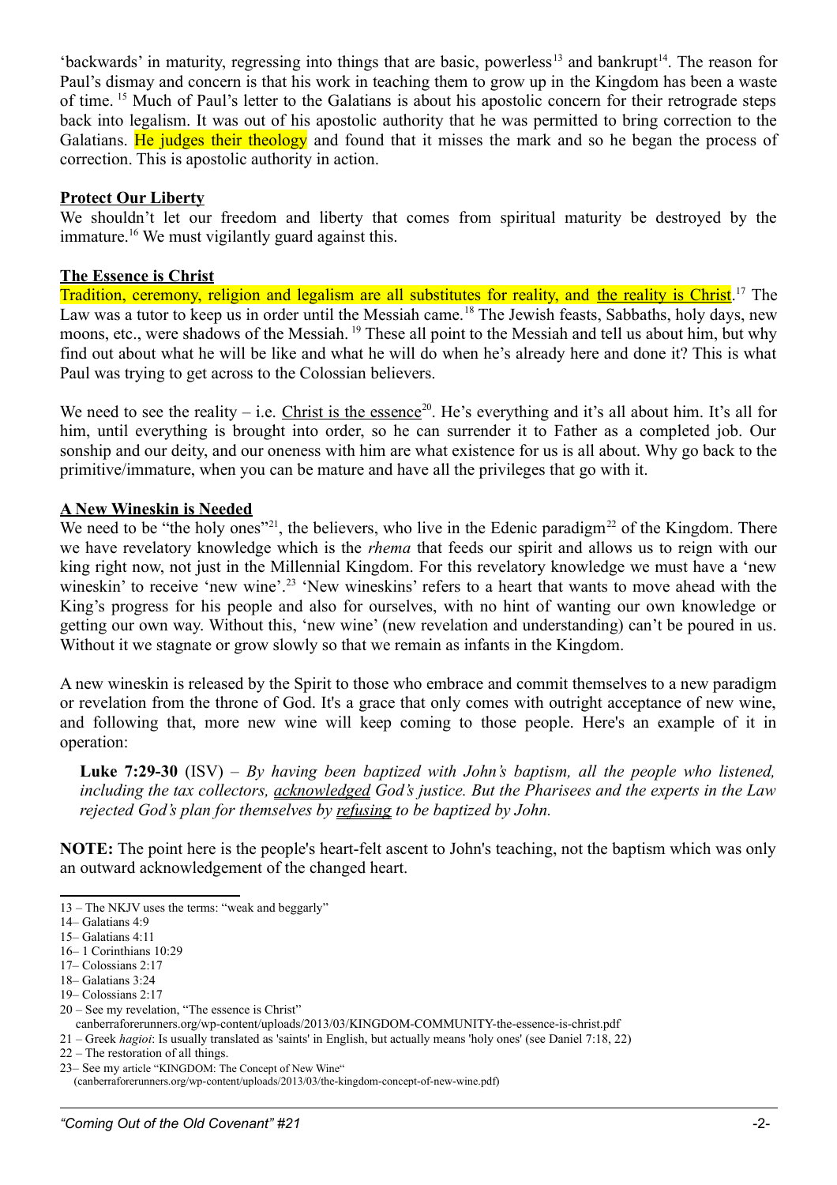'backwards' in maturity, regressing into things that are basic, powerless[13] and bankrupt[14]. The reason for Paul's dismay and concern is that his work in teaching them to grow up in the Kingdom has been a waste of time. [15] Much of Paul's letter to the Galatians is about his apostolic concern for their retrograde steps back into legalism. It was out of his apostolic authority that he was permitted to bring correction to the Galatians. He judges their theology and found that it misses the mark and so he began the process of correction. This is apostolic authority in action.

**Protect Our Liberty**

We shouldn't let our freedom and liberty that comes from spiritual maturity be destroyed by the immature.[16] We must vigilantly guard against this.

**The Essence is Christ**

Tradition, ceremony, religion and legalism are all substitutes for reality, and the reality is Christ.[17] The Law was a tutor to keep us in order until the Messiah came.[18] The Jewish feasts, Sabbaths, holy days, new moons, etc., were shadows of the Messiah. [19] These all point to the Messiah and tell us about him, but why find out about what he will be like and what he will do when he's already here and done it? This is what Paul was trying to get across to the Colossian believers.

We need to see the reality – i.e. Christ is the essence[20]. He's everything and it's all about him. It's all for him, until everything is brought into order, so he can surrender it to Father as a completed job. Our sonship and our deity, and our oneness with him are what existence for us is all about. Why go back to the primitive/immature, when you can be mature and have all the privileges that go with it.

**A New Wineskin is Needed**

We need to be "the holy ones"[21], the believers, who live in the Edenic paradigm[22] of the Kingdom. There we have revelatory knowledge which is the *rhema* that feeds our spirit and allows us to reign with our king right now, not just in the Millennial Kingdom. For this revelatory knowledge we must have a 'new wineskin' to receive 'new wine'.[23] 'New wineskins' refers to a heart that wants to move ahead with the King's progress for his people and also for ourselves, with no hint of wanting our own knowledge or getting our own way. Without this, 'new wine' (new revelation and understanding) can't be poured in us. Without it we stagnate or grow slowly so that we remain as infants in the Kingdom.

A new wineskin is released by the Spirit to those who embrace and commit themselves to a new paradigm or revelation from the throne of God. It's a grace that only comes with outright acceptance of new wine, and following that, more new wine will keep coming to those people. Here's an example of it in operation:

> **Luke 7:29-30** (ISV) – *By having been baptized with John's baptism, all the people who listened, including the tax collectors, acknowledged God's justice. But the Pharisees and the experts in the Law rejected God's plan for themselves by refusing to be baptized by John.*

**NOTE:** The point here is the people's heart-felt ascent to John's teaching, not the baptism which was only an outward acknowledgement of the changed heart.

---

13 – The NKJV uses the terms: "weak and beggarly"

14– Galatians 4:9

15– Galatians 4:11

16– 1 Corinthians 10:29

17– Colossians 2:17

18– Galatians 3:24

19– Colossians 2:17

20 – See my revelation, "The essence is Christ" canberraforerunners.org/wp-content/uploads/2013/03/KINGDOM-COMMUNITY-the-essence-is-christ.pdf

21 – Greek *hagioi*: Is usually translated as 'saints' in English, but actually means 'holy ones' (see Daniel 7:18, 22)

22 – The restoration of all things.

23– See my article "KINGDOM: The Concept of New Wine" (canberraforerunners.org/wp-content/uploads/2013/03/the-kingdom-concept-of-new-wine.pdf)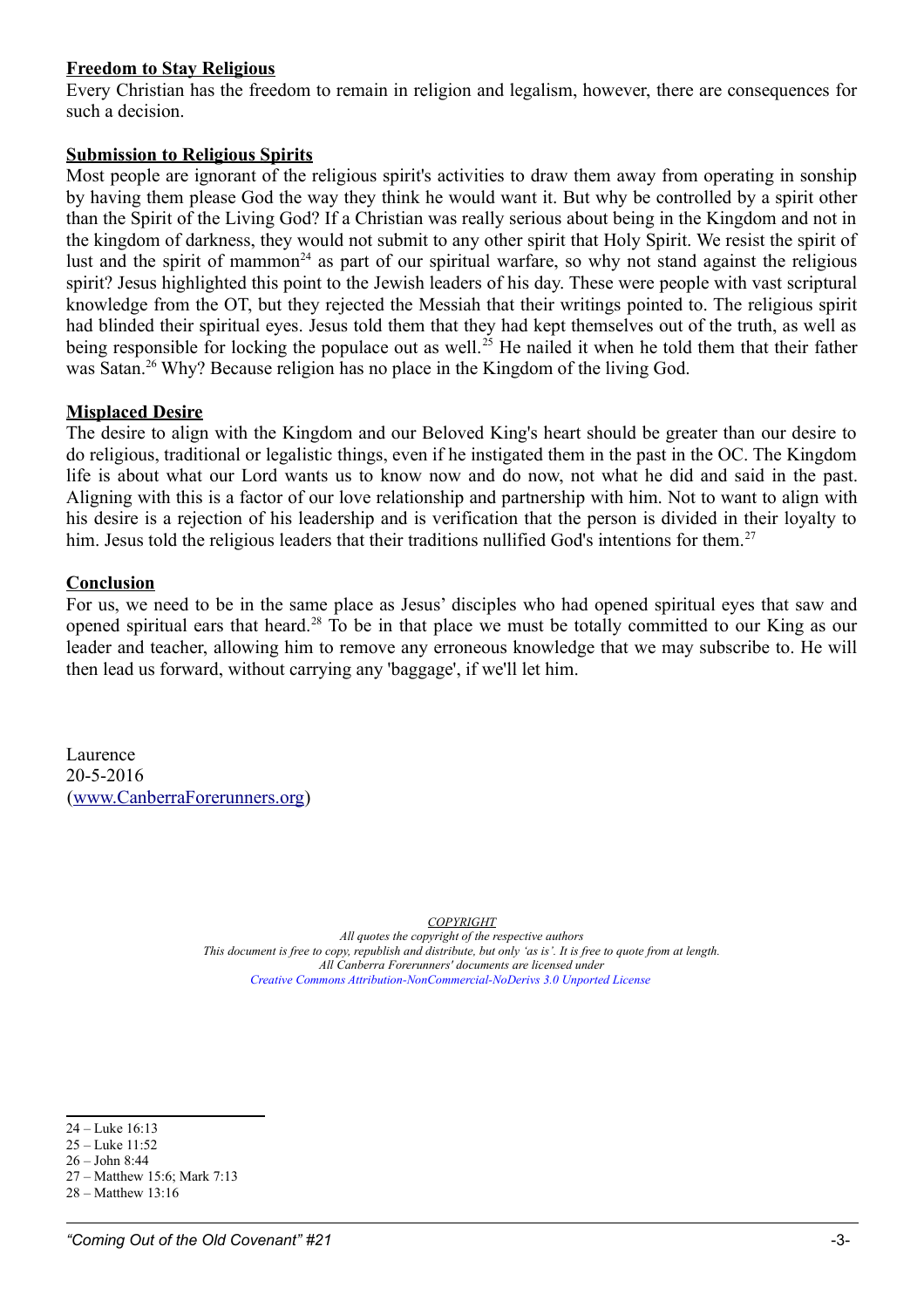**Freedom to Stay Religious**

Every Christian has the freedom to remain in religion and legalism, however, there are consequences for such a decision.

**Submission to Religious Spirits**

Most people are ignorant of the religious spirit's activities to draw them away from operating in sonship by having them please God the way they think he would want it. But why be controlled by a spirit other than the Spirit of the Living God? If a Christian was really serious about being in the Kingdom and not in the kingdom of darkness, they would not submit to any other spirit that Holy Spirit. We resist the spirit of lust and the spirit of mammon[24] as part of our spiritual warfare, so why not stand against the religious spirit? Jesus highlighted this point to the Jewish leaders of his day. These were people with vast scriptural knowledge from the OT, but they rejected the Messiah that their writings pointed to. The religious spirit had blinded their spiritual eyes. Jesus told them that they had kept themselves out of the truth, as well as being responsible for locking the populace out as well.[25] He nailed it when he told them that their father was Satan.[26] Why? Because religion has no place in the Kingdom of the living God.

**Misplaced Desire**

The desire to align with the Kingdom and our Beloved King's heart should be greater than our desire to do religious, traditional or legalistic things, even if he instigated them in the past in the OC. The Kingdom life is about what our Lord wants us to know now and do now, not what he did and said in the past. Aligning with this is a factor of our love relationship and partnership with him. Not to want to align with his desire is a rejection of his leadership and is verification that the person is divided in their loyalty to him. Jesus told the religious leaders that their traditions nullified God's intentions for them.[27]

**Conclusion**

For us, we need to be in the same place as Jesus' disciples who had opened spiritual eyes that saw and opened spiritual ears that heard.[28] To be in that place we must be totally committed to our King as our leader and teacher, allowing him to remove any erroneous knowledge that we may subscribe to. He will then lead us forward, without carrying any 'baggage', if we'll let him.

Laurence
20-5-2016
(www.CanberraForerunners.org)

*COPYRIGHT*
*All quotes the copyright of the respective authors*
*This document is free to copy, republish and distribute, but only 'as is'. It is free to quote from at length.*
*All Canberra Forerunners' documents are licensed under*
*Creative Commons Attribution-NonCommercial-NoDerivs 3.0 Unported License*

24 – Luke 16:13
25 – Luke 11:52
26 – John 8:44
27 – Matthew 15:6; Mark 7:13
28 – Matthew 13:16